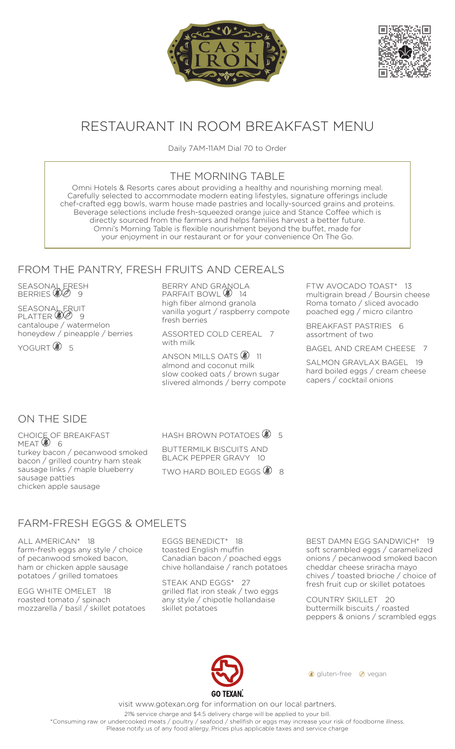# RESTAURANT IN ROOM BREAKFAST MENU

Daily 7AM-11AM Dial 70 to Order

## THE MORNING TABLE

Omni Hotels & Resorts cares about providing a healthy and nourishing morning meal. Carefully selected to accommodate modern eating lifestyles, signature offerings include chef-crafted egg bowls, warm house made pastries and locally-sourced grains and proteins. Beverage selections include fresh-squeezed orange juice and Stance Coffee which is directly sourced from the farmers and helps families harvest a better future. Omni's Morning Table is flexible nourishment beyond the buffet, made for your enjoyment in our restaurant or for your convenience On The Go.

## FROM THE PANTRY, FRESH FRUITS AND CEREALS

SEASONAL FRESH BERRIES (gluten-free) (vegan) 9

SEASONAL FRUIT PLATTER (gluten-free) (vegan) 9
cantaloupe / watermelon honeydew / pineapple / berries

YOGURT (gluten-free) 5

BERRY AND GRANOLA PARFAIT BOWL (gluten-free) 14
high fiber almond granola vanilla yogurt / raspberry compote fresh berries

ASSORTED COLD CEREAL 7
with milk

ANSON MILLS OATS (gluten-free) 11
almond and coconut milk slow cooked oats / brown sugar slivered almonds / berry compote

FTW AVOCADO TOAST* 13
multigrain bread / Boursin cheese Roma tomato / sliced avocado poached egg / micro cilantro

BREAKFAST PASTRIES 6
assortment of two

BAGEL AND CREAM CHEESE 7

SALMON GRAVLAX BAGEL 19
hard boiled eggs / cream cheese capers / cocktail onions

## ON THE SIDE

CHOICE OF BREAKFAST MEAT (gluten-free) 6
turkey bacon / pecanwood smoked bacon / grilled country ham steak sausage links / maple blueberry sausage patties chicken apple sausage

HASH BROWN POTATOES (gluten-free) 5

BUTTERMILK BISCUITS AND BLACK PEPPER GRAVY 10

TWO HARD BOILED EGGS (gluten-free) 8

## FARM-FRESH EGGS & OMELETS

ALL AMERICAN* 18
farm-fresh eggs any style / choice of pecanwood smoked bacon, ham or chicken apple sausage potatoes / grilled tomatoes

EGG WHITE OMELET 18
roasted tomato / spinach mozzarella / basil / skillet potatoes

EGGS BENEDICT* 18
toasted English muffin Canadian bacon / poached eggs chive hollandaise / ranch potatoes

STEAK AND EGGS* 27
grilled flat iron steak / two eggs any style / chipotle hollandaise skillet potatoes

BEST DAMN EGG SANDWICH* 19
soft scrambled eggs / caramelized onions / pecanwood smoked bacon cheddar cheese sriracha mayo chives / toasted brioche / choice of fresh fruit cup or skillet potatoes

COUNTRY SKILLET 20
buttermilk biscuits / roasted peppers & onions / scrambled eggs

GO TEXAN.

(gluten-free) gluten-free (vegan) vegan

visit www.gotexan.org for information on our local partners.

21% service charge and $4.5 delivery charge will be applied to your bill.

*Consuming raw or undercooked meats / poultry / seafood / shellfish or eggs may increase your risk of foodborne illness. Please notify us of any food allergy. Prices plus applicable taxes and service charge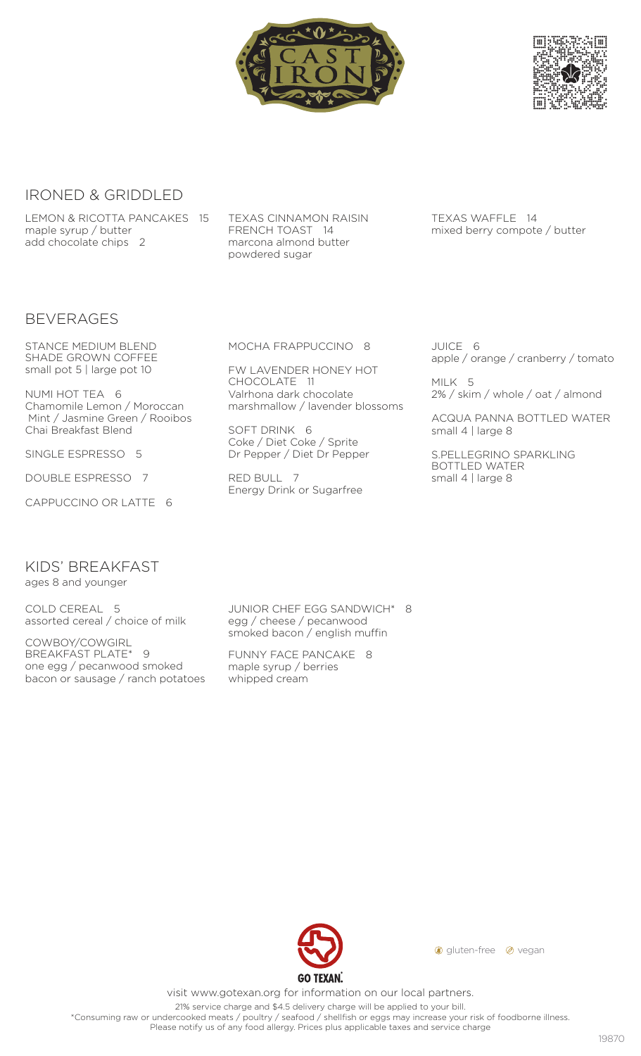## IRONED & GRIDDLED

LEMON & RICOTTA PANCAKES 15
maple syrup / butter
add chocolate chips 2

TEXAS CINNAMON RAISIN FRENCH TOAST 14
marcona almond butter
powdered sugar

TEXAS WAFFLE 14
mixed berry compote / butter

## BEVERAGES

STANCE MEDIUM BLEND SHADE GROWN COFFEE
small pot 5 | large pot 10

NUMI HOT TEA 6
Chamomile Lemon / Moroccan Mint / Jasmine Green / Rooibos Chai Breakfast Blend

SINGLE ESPRESSO 5

DOUBLE ESPRESSO 7

CAPPUCCINO OR LATTE 6

MOCHA FRAPPUCCINO 8

FW LAVENDER HONEY HOT CHOCOLATE 11
Valrhona dark chocolate
marshmallow / lavender blossoms

SOFT DRINK 6
Coke / Diet Coke / Sprite
Dr Pepper / Diet Dr Pepper

RED BULL 7
Energy Drink or Sugarfree

JUICE 6
apple / orange / cranberry / tomato

MILK 5
2% / skim / whole / oat / almond

ACQUA PANNA BOTTLED WATER
small 4 | large 8

S.PELLEGRINO SPARKLING BOTTLED WATER
small 4 | large 8

## KIDS' BREAKFAST

ages 8 and younger

COLD CEREAL 5
assorted cereal / choice of milk

COWBOY/COWGIRL BREAKFAST PLATE* 9
one egg / pecanwood smoked bacon or sausage / ranch potatoes

JUNIOR CHEF EGG SANDWICH* 8
egg / cheese / pecanwood smoked bacon / english muffin

FUNNY FACE PANCAKE 8
maple syrup / berries
whipped cream

GO TEXAN.

gluten-free vegan

visit www.gotexan.org for information on our local partners.

21% service charge and $4.5 delivery charge will be applied to your bill.

*Consuming raw or undercooked meats / poultry / seafood / shellfish or eggs may increase your risk of foodborne illness.
Please notify us of any food allergy. Prices plus applicable taxes and service charge

19870